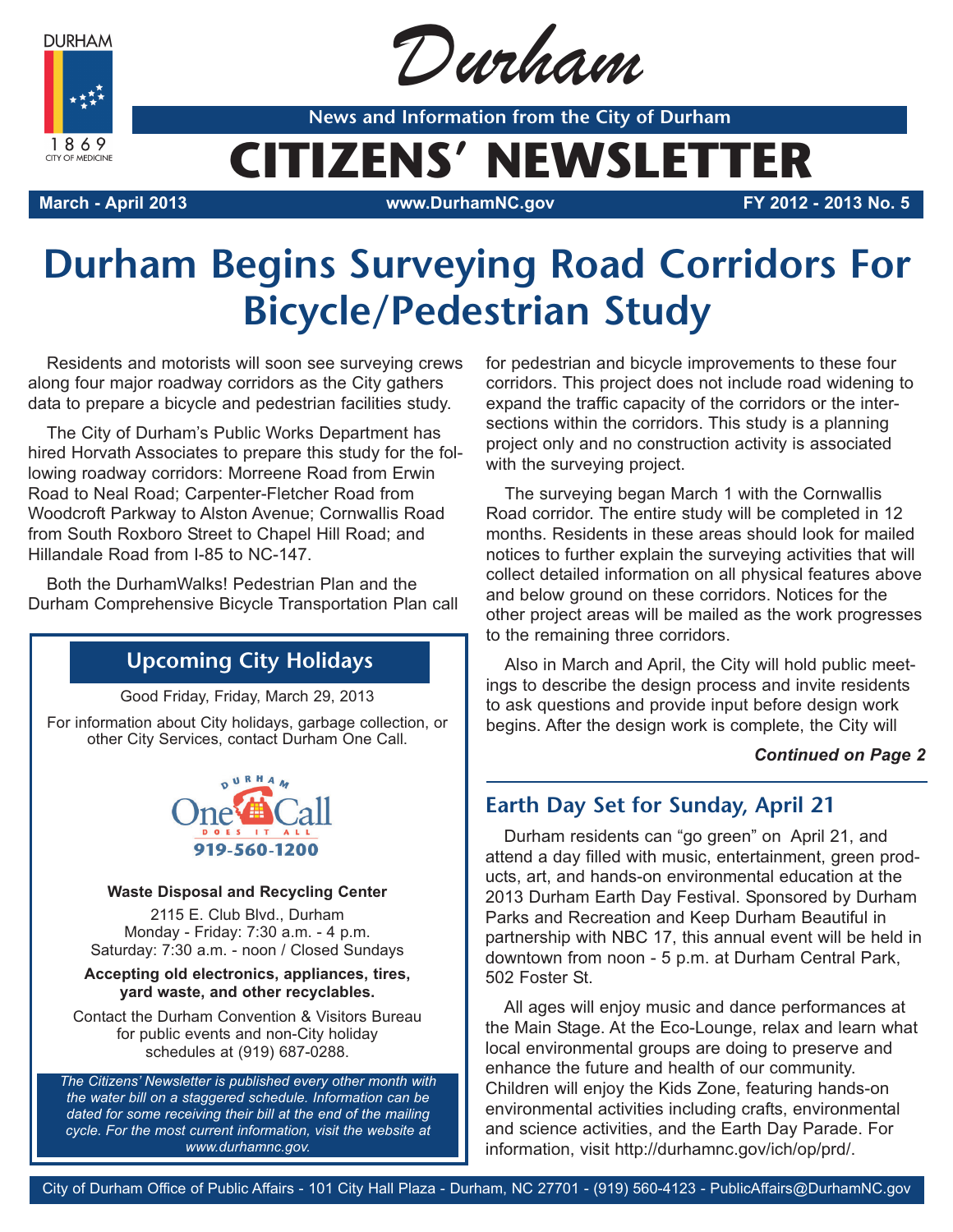# Durham

News and Information from the City of Durham

# CITIZENS' NEWSLETTER

**March - April 2013** | **www.DurhamNC.gov** | **FY 2012 - 2013 No. 5**

# Durham Begins Surveying Road Corridors For Bicycle/Pedestrian Study

Residents and motorists will soon see surveying crews along four major roadway corridors as the City gathers data to prepare a bicycle and pedestrian facilities study.

The City of Durham's Public Works Department has hired Horvath Associates to prepare this study for the following roadway corridors: Morreene Road from Erwin Road to Neal Road; Carpenter-Fletcher Road from Woodcroft Parkway to Alston Avenue; Cornwallis Road from South Roxboro Street to Chapel Hill Road; and Hillandale Road from I-85 to NC-147.

Both the DurhamWalks! Pedestrian Plan and the Durham Comprehensive Bicycle Transportation Plan call for pedestrian and bicycle improvements to these four corridors. This project does not include road widening to expand the traffic capacity of the corridors or the intersections within the corridors. This study is a planning project only and no construction activity is associated with the surveying project.

The surveying began March 1 with the Cornwallis Road corridor. The entire study will be completed in 12 months. Residents in these areas should look for mailed notices to further explain the surveying activities that will collect detailed information on all physical features above and below ground on these corridors. Notices for the other project areas will be mailed as the work progresses to the remaining three corridors.

Also in March and April, the City will hold public meetings to describe the design process and invite residents to ask questions and provide input before design work begins. After the design work is complete, the City will

***Continued on Page 2***

## Upcoming City Holidays

Good Friday, Friday, March 29, 2013

For information about City holidays, garbage collection, or other City Services, contact Durham One Call.

Durham One Call — Does It All — 919-560-1200

**Waste Disposal and Recycling Center**

2115 E. Club Blvd., Durham
Monday - Friday: 7:30 a.m. - 4 p.m.
Saturday: 7:30 a.m. - noon / Closed Sundays

**Accepting old electronics, appliances, tires, yard waste, and other recyclables.**

Contact the Durham Convention & Visitors Bureau for public events and non-City holiday schedules at (919) 687-0288.

*The Citizens' Newsletter is published every other month with the water bill on a staggered schedule. Information can be dated for some receiving their bill at the end of the mailing cycle. For the most current information, visit the website at www.durhamnc.gov.*

## Earth Day Set for Sunday, April 21

Durham residents can "go green" on April 21, and attend a day filled with music, entertainment, green products, art, and hands-on environmental education at the 2013 Durham Earth Day Festival. Sponsored by Durham Parks and Recreation and Keep Durham Beautiful in partnership with NBC 17, this annual event will be held in downtown from noon - 5 p.m. at Durham Central Park, 502 Foster St.

All ages will enjoy music and dance performances at the Main Stage. At the Eco-Lounge, relax and learn what local environmental groups are doing to preserve and enhance the future and health of our community. Children will enjoy the Kids Zone, featuring hands-on environmental activities including crafts, environmental and science activities, and the Earth Day Parade. For information, visit http://durhamnc.gov/ich/op/prd/.

City of Durham Office of Public Affairs - 101 City Hall Plaza - Durham, NC 27701 - (919) 560-4123 - PublicAffairs@DurhamNC.gov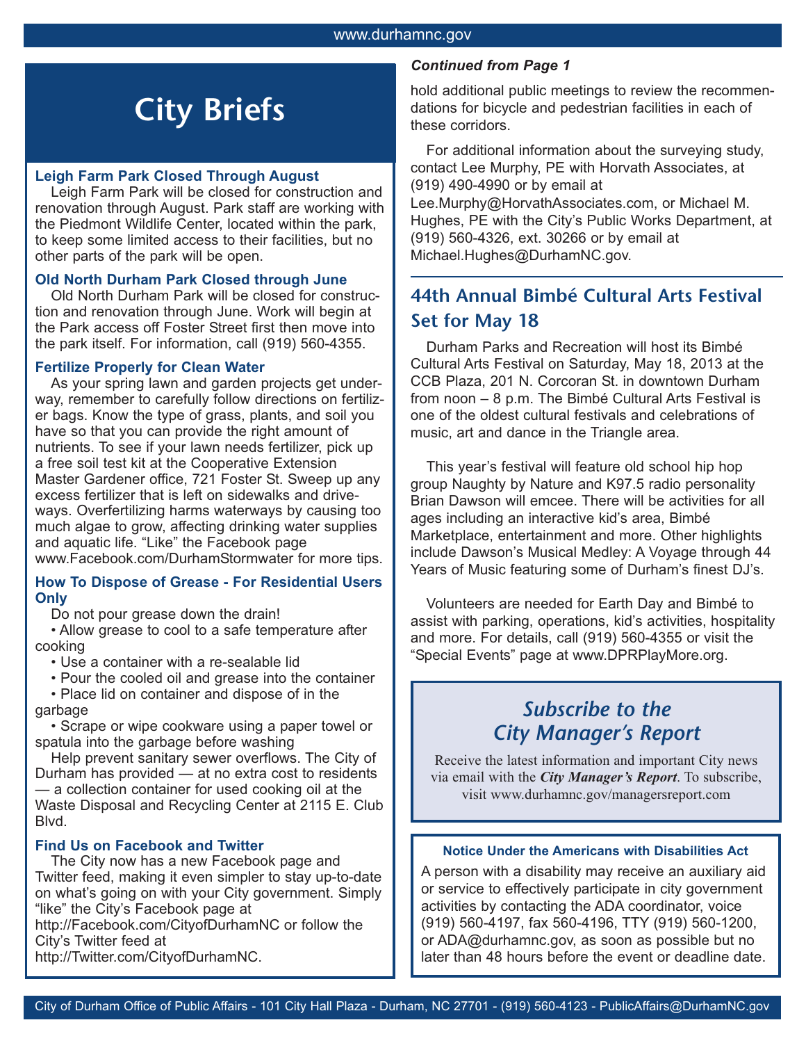# City Briefs

### Leigh Farm Park Closed Through August

Leigh Farm Park will be closed for construction and renovation through August. Park staff are working with the Piedmont Wildlife Center, located within the park, to keep some limited access to their facilities, but no other parts of the park will be open.

### Old North Durham Park Closed through June

Old North Durham Park will be closed for construction and renovation through June. Work will begin at the Park access off Foster Street first then move into the park itself. For information, call (919) 560-4355.

### Fertilize Properly for Clean Water

As your spring lawn and garden projects get underway, remember to carefully follow directions on fertilizer bags. Know the type of grass, plants, and soil you have so that you can provide the right amount of nutrients. To see if your lawn needs fertilizer, pick up a free soil test kit at the Cooperative Extension Master Gardener office, 721 Foster St. Sweep up any excess fertilizer that is left on sidewalks and driveways. Overfertilizing harms waterways by causing too much algae to grow, affecting drinking water supplies and aquatic life. "Like" the Facebook page www.Facebook.com/DurhamStormwater for more tips.

### How To Dispose of Grease - For Residential Users Only

Do not pour grease down the drain!

- Allow grease to cool to a safe temperature after cooking
- Use a container with a re-sealable lid
- Pour the cooled oil and grease into the container
- Place lid on container and dispose of in the garbage
- Scrape or wipe cookware using a paper towel or spatula into the garbage before washing

Help prevent sanitary sewer overflows. The City of Durham has provided — at no extra cost to residents — a collection container for used cooking oil at the Waste Disposal and Recycling Center at 2115 E. Club Blvd.

### Find Us on Facebook and Twitter

The City now has a new Facebook page and Twitter feed, making it even simpler to stay up-to-date on what's going on with your City government. Simply "like" the City's Facebook page at http://Facebook.com/CityofDurhamNC or follow the City's Twitter feed at http://Twitter.com/CityofDurhamNC.

***Continued from Page 1***

hold additional public meetings to review the recommendations for bicycle and pedestrian facilities in each of these corridors.

For additional information about the surveying study, contact Lee Murphy, PE with Horvath Associates, at (919) 490-4990 or by email at Lee.Murphy@HorvathAssociates.com, or Michael M. Hughes, PE with the City's Public Works Department, at (919) 560-4326, ext. 30266 or by email at Michael.Hughes@DurhamNC.gov.

## 44th Annual Bimbé Cultural Arts Festival Set for May 18

Durham Parks and Recreation will host its Bimbé Cultural Arts Festival on Saturday, May 18, 2013 at the CCB Plaza, 201 N. Corcoran St. in downtown Durham from noon – 8 p.m. The Bimbé Cultural Arts Festival is one of the oldest cultural festivals and celebrations of music, art and dance in the Triangle area.

This year's festival will feature old school hip hop group Naughty by Nature and K97.5 radio personality Brian Dawson will emcee. There will be activities for all ages including an interactive kid's area, Bimbé Marketplace, entertainment and more. Other highlights include Dawson's Musical Medley: A Voyage through 44 Years of Music featuring some of Durham's finest DJ's.

Volunteers are needed for Earth Day and Bimbé to assist with parking, operations, kid's activities, hospitality and more. For details, call (919) 560-4355 or visit the "Special Events" page at www.DPRPlayMore.org.

## *Subscribe to the City Manager's Report*

Receive the latest information and important City news via email with the ***City Manager's Report***. To subscribe, visit www.durhamnc.gov/managersreport.com

**Notice Under the Americans with Disabilities Act**

A person with a disability may receive an auxiliary aid or service to effectively participate in city government activities by contacting the ADA coordinator, voice (919) 560-4197, fax 560-4196, TTY (919) 560-1200, or ADA@durhamnc.gov, as soon as possible but no later than 48 hours before the event or deadline date.